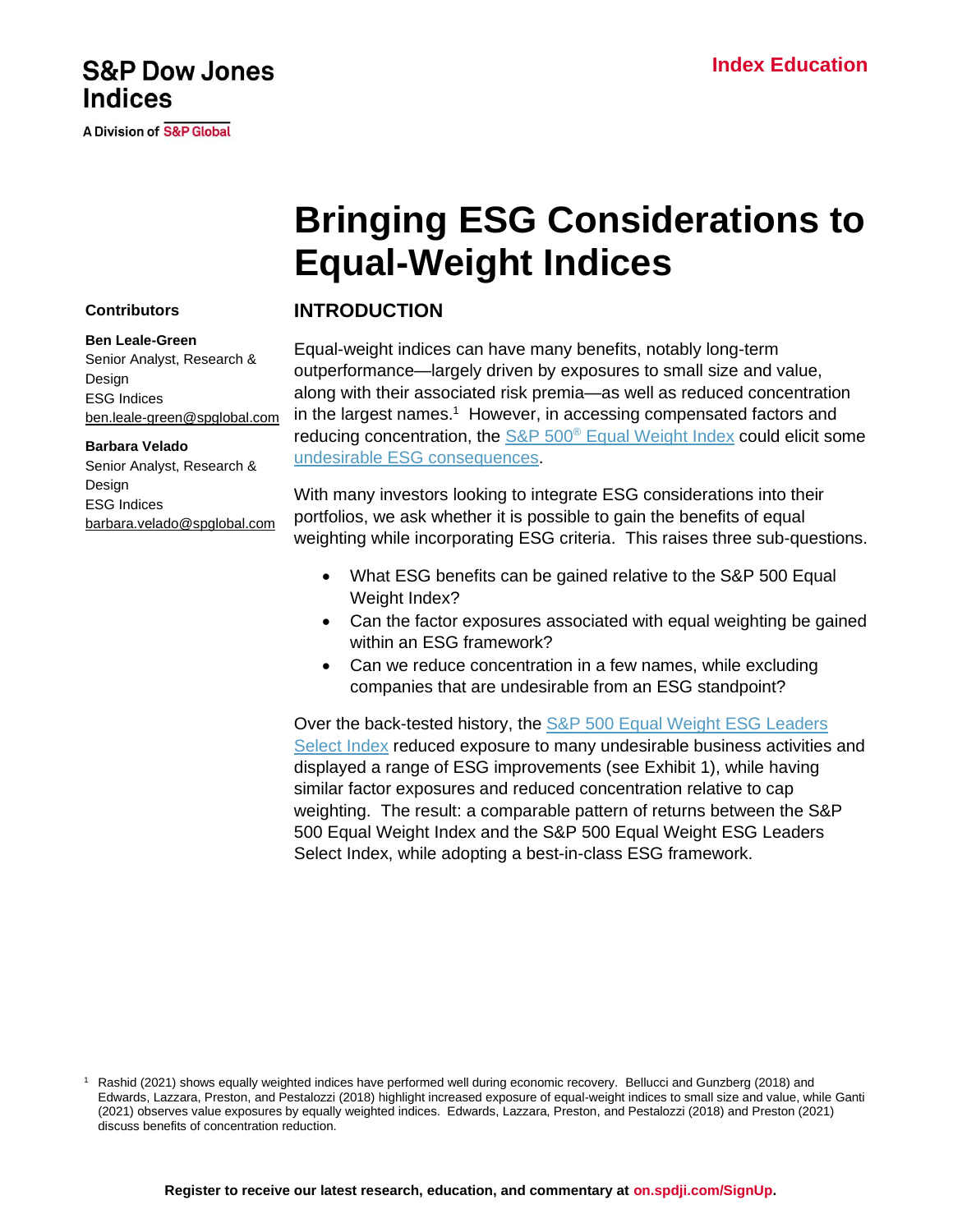S&P Dow Jones Indices

A Division of S&P Global

**Index Education**

# Bringing ESG Considerations to Equal-Weight Indices

**Contributors**

**Ben Leale-Green**
Senior Analyst, Research & Design
ESG Indices
ben.leale-green@spglobal.com

**Barbara Velado**
Senior Analyst, Research & Design
ESG Indices
barbara.velado@spglobal.com

## INTRODUCTION

Equal-weight indices can have many benefits, notably long-term outperformance—largely driven by exposures to small size and value, along with their associated risk premia—as well as reduced concentration in the largest names.[1] However, in accessing compensated factors and reducing concentration, the S&P 500® Equal Weight Index could elicit some undesirable ESG consequences.

With many investors looking to integrate ESG considerations into their portfolios, we ask whether it is possible to gain the benefits of equal weighting while incorporating ESG criteria. This raises three sub-questions.

- What ESG benefits can be gained relative to the S&P 500 Equal Weight Index?
- Can the factor exposures associated with equal weighting be gained within an ESG framework?
- Can we reduce concentration in a few names, while excluding companies that are undesirable from an ESG standpoint?

Over the back-tested history, the S&P 500 Equal Weight ESG Leaders Select Index reduced exposure to many undesirable business activities and displayed a range of ESG improvements (see Exhibit 1), while having similar factor exposures and reduced concentration relative to cap weighting. The result: a comparable pattern of returns between the S&P 500 Equal Weight Index and the S&P 500 Equal Weight ESG Leaders Select Index, while adopting a best-in-class ESG framework.

[1] Rashid (2021) shows equally weighted indices have performed well during economic recovery. Bellucci and Gunzberg (2018) and Edwards, Lazzara, Preston, and Pestalozzi (2018) highlight increased exposure of equal-weight indices to small size and value, while Ganti (2021) observes value exposures by equally weighted indices. Edwards, Lazzara, Preston, and Pestalozzi (2018) and Preston (2021) discuss benefits of concentration reduction.

**Register to receive our latest research, education, and commentary at on.spdji.com/SignUp.**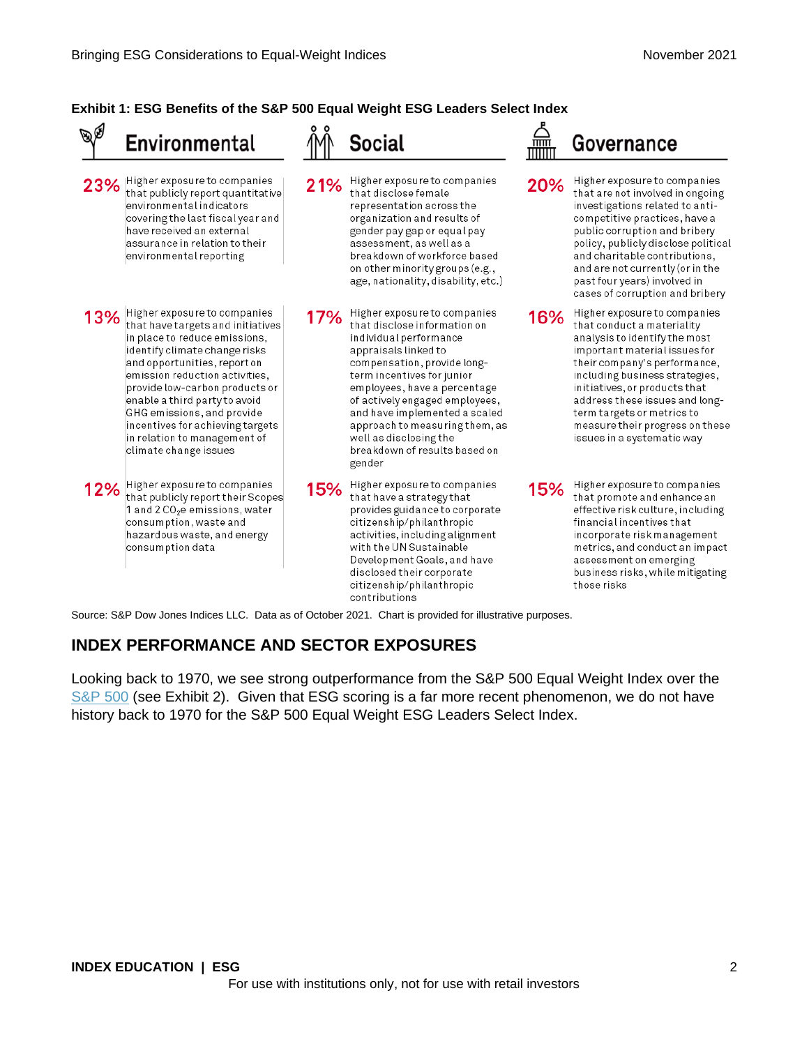**Exhibit 1: ESG Benefits of the S&P 500 Equal Weight ESG Leaders Select Index**

| Environmental | | Social | | Governance | |
|---|---|---|---|---|---|
| 23% | Higher exposure to companies that publicly report quantitative environmental indicators covering the last fiscal year and have received an external assurance in relation to their environmental reporting | 21% | Higher exposure to companies that disclose female representation across the organization and results of gender pay gap or equal pay assessment, as well as a breakdown of workforce based on other minority groups (e.g., age, nationality, disability, etc.) | 20% | Higher exposure to companies that are not involved in ongoing investigations related to anti-competitive practices, have a public corruption and bribery policy, publicly disclose political and charitable contributions, and are not currently (or in the past four years) involved in cases of corruption and bribery |
| 13% | Higher exposure to companies that have targets and initiatives in place to reduce emissions, identify climate change risks and opportunities, report on emission reduction activities, provide low-carbon products or enable a third party to avoid GHG emissions, and provide incentives for achieving targets in relation to management of climate change issues | 17% | Higher exposure to companies that disclose information on individual performance appraisals linked to compensation, provide long-term incentives for junior employees, have a percentage of actively engaged employees, and have implemented a scaled approach to measuring them, as well as disclosing the breakdown of results based on gender | 16% | Higher exposure to companies that conduct a materiality analysis to identify the most important material issues for their company's performance, including business strategies, initiatives, or products that address these issues and long-term targets or metrics to measure their progress on these issues in a systematic way |
| 12% | Higher exposure to companies that publicly report their Scopes 1 and 2 $CO_2e$ emissions, water consumption, waste and hazardous waste, and energy consumption data | 15% | Higher exposure to companies that have a strategy that provides guidance to corporate citizenship/philanthropic activities, including alignment with the UN Sustainable Development Goals, and have disclosed their corporate citizenship/philanthropic contributions | 15% | Higher exposure to companies that promote and enhance an effective risk culture, including financial incentives that incorporate risk management metrics, and conduct an impact assessment on emerging business risks, while mitigating those risks |

Source: S&P Dow Jones Indices LLC. Data as of October 2021. Chart is provided for illustrative purposes.

## INDEX PERFORMANCE AND SECTOR EXPOSURES

Looking back to 1970, we see strong outperformance from the S&P 500 Equal Weight Index over the S&P 500 (see Exhibit 2). Given that ESG scoring is a far more recent phenomenon, we do not have history back to 1970 for the S&P 500 Equal Weight ESG Leaders Select Index.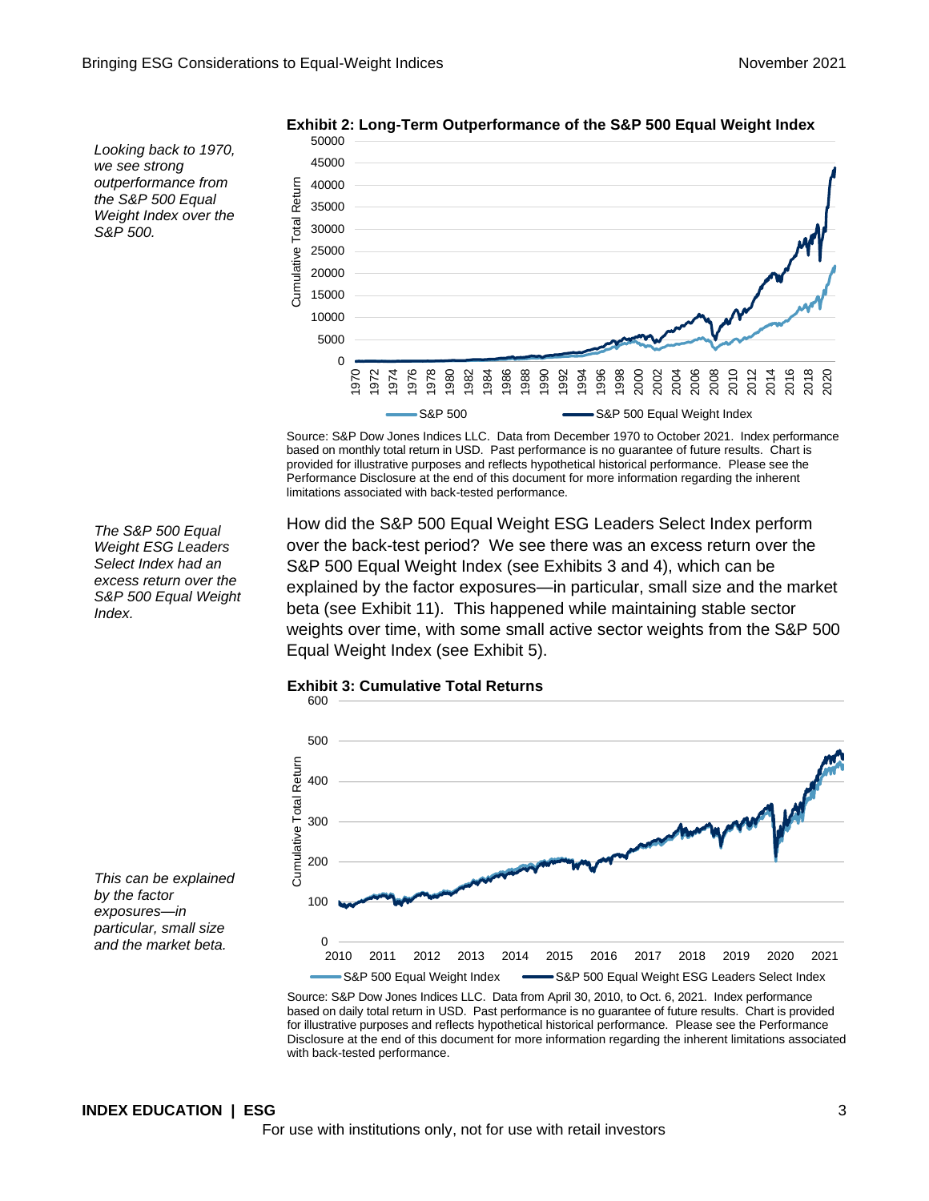*Looking back to 1970, we see strong outperformance from the S&P 500 Equal Weight Index over the S&P 500.*

**Exhibit 2: Long-Term Outperformance of the S&P 500 Equal Weight Index**

Source: S&P Dow Jones Indices LLC. Data from December 1970 to October 2021. Index performance based on monthly total return in USD. Past performance is no guarantee of future results. Chart is provided for illustrative purposes and reflects hypothetical historical performance. Please see the Performance Disclosure at the end of this document for more information regarding the inherent limitations associated with back-tested performance.

*The S&P 500 Equal Weight ESG Leaders Select Index had an excess return over the S&P 500 Equal Weight Index.*

How did the S&P 500 Equal Weight ESG Leaders Select Index perform over the back-test period? We see there was an excess return over the S&P 500 Equal Weight Index (see Exhibits 3 and 4), which can be explained by the factor exposures—in particular, small size and the market beta (see Exhibit 11). This happened while maintaining stable sector weights over time, with some small active sector weights from the S&P 500 Equal Weight Index (see Exhibit 5).

*This can be explained by the factor exposures—in particular, small size and the market beta.*

**Exhibit 3: Cumulative Total Returns**

Source: S&P Dow Jones Indices LLC. Data from April 30, 2010, to Oct. 6, 2021. Index performance based on daily total return in USD. Past performance is no guarantee of future results. Chart is provided for illustrative purposes and reflects hypothetical historical performance. Please see the Performance Disclosure at the end of this document for more information regarding the inherent limitations associated with back-tested performance.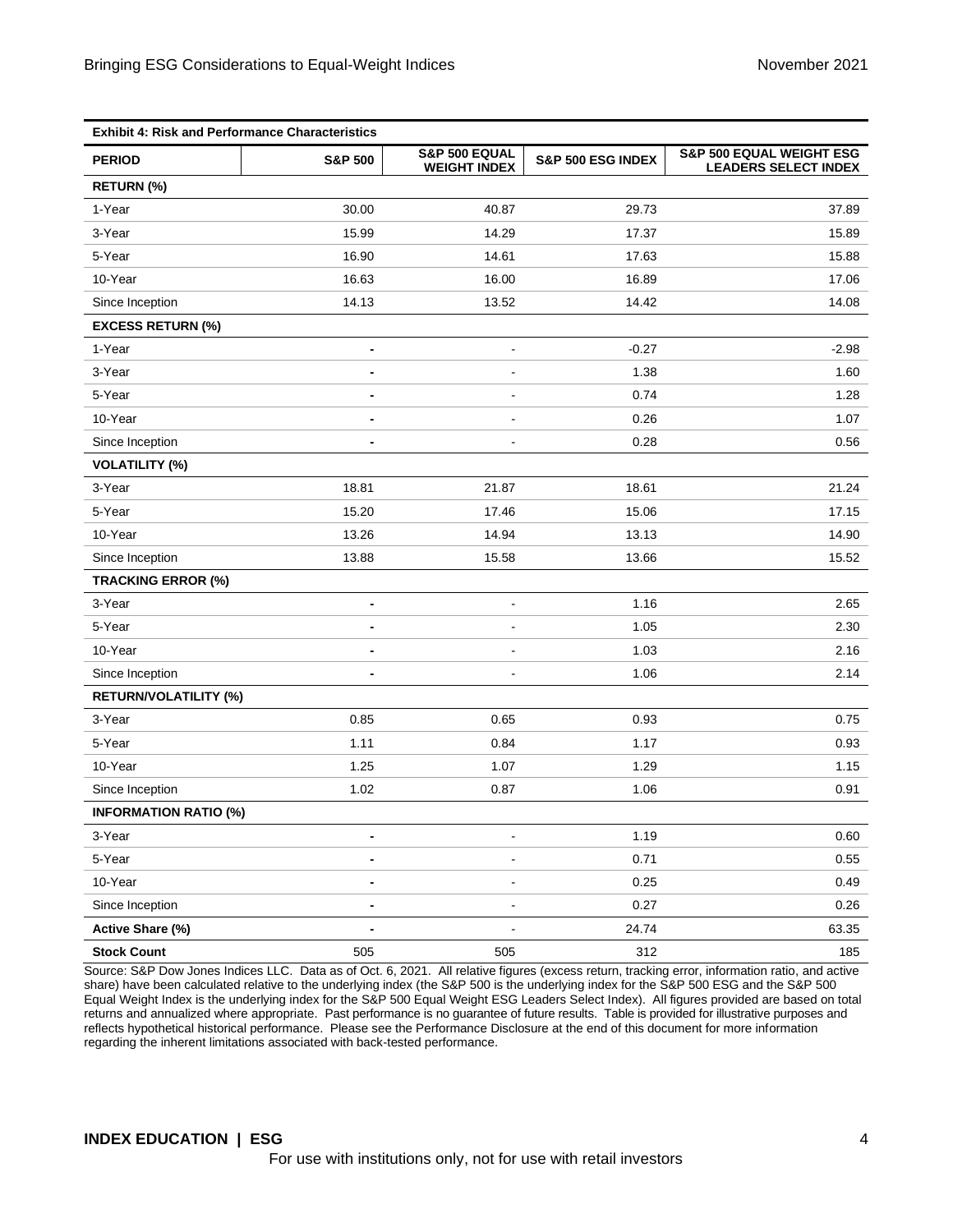**Exhibit 4: Risk and Performance Characteristics**

| PERIOD | S&P 500 | S&P 500 EQUAL WEIGHT INDEX | S&P 500 ESG INDEX | S&P 500 EQUAL WEIGHT ESG LEADERS SELECT INDEX |
|---|---|---|---|---|
| **RETURN (%)** | | | | |
| 1-Year | 30.00 | 40.87 | 29.73 | 37.89 |
| 3-Year | 15.99 | 14.29 | 17.37 | 15.89 |
| 5-Year | 16.90 | 14.61 | 17.63 | 15.88 |
| 10-Year | 16.63 | 16.00 | 16.89 | 17.06 |
| Since Inception | 14.13 | 13.52 | 14.42 | 14.08 |
| **EXCESS RETURN (%)** | | | | |
| 1-Year | - | - | -0.27 | -2.98 |
| 3-Year | - | - | 1.38 | 1.60 |
| 5-Year | - | - | 0.74 | 1.28 |
| 10-Year | - | - | 0.26 | 1.07 |
| Since Inception | - | - | 0.28 | 0.56 |
| **VOLATILITY (%)** | | | | |
| 3-Year | 18.81 | 21.87 | 18.61 | 21.24 |
| 5-Year | 15.20 | 17.46 | 15.06 | 17.15 |
| 10-Year | 13.26 | 14.94 | 13.13 | 14.90 |
| Since Inception | 13.88 | 15.58 | 13.66 | 15.52 |
| **TRACKING ERROR (%)** | | | | |
| 3-Year | - | - | 1.16 | 2.65 |
| 5-Year | - | - | 1.05 | 2.30 |
| 10-Year | - | - | 1.03 | 2.16 |
| Since Inception | - | - | 1.06 | 2.14 |
| **RETURN/VOLATILITY (%)** | | | | |
| 3-Year | 0.85 | 0.65 | 0.93 | 0.75 |
| 5-Year | 1.11 | 0.84 | 1.17 | 0.93 |
| 10-Year | 1.25 | 1.07 | 1.29 | 1.15 |
| Since Inception | 1.02 | 0.87 | 1.06 | 0.91 |
| **INFORMATION RATIO (%)** | | | | |
| 3-Year | - | - | 1.19 | 0.60 |
| 5-Year | - | - | 0.71 | 0.55 |
| 10-Year | - | - | 0.25 | 0.49 |
| Since Inception | - | - | 0.27 | 0.26 |
| **Active Share (%)** | - | - | 24.74 | 63.35 |
| **Stock Count** | 505 | 505 | 312 | 185 |

Source: S&P Dow Jones Indices LLC. Data as of Oct. 6, 2021. All relative figures (excess return, tracking error, information ratio, and active share) have been calculated relative to the underlying index (the S&P 500 is the underlying index for the S&P 500 ESG and the S&P 500 Equal Weight Index is the underlying index for the S&P 500 Equal Weight ESG Leaders Select Index). All figures provided are based on total returns and annualized where appropriate. Past performance is no guarantee of future results. Table is provided for illustrative purposes and reflects hypothetical historical performance. Please see the Performance Disclosure at the end of this document for more information regarding the inherent limitations associated with back-tested performance.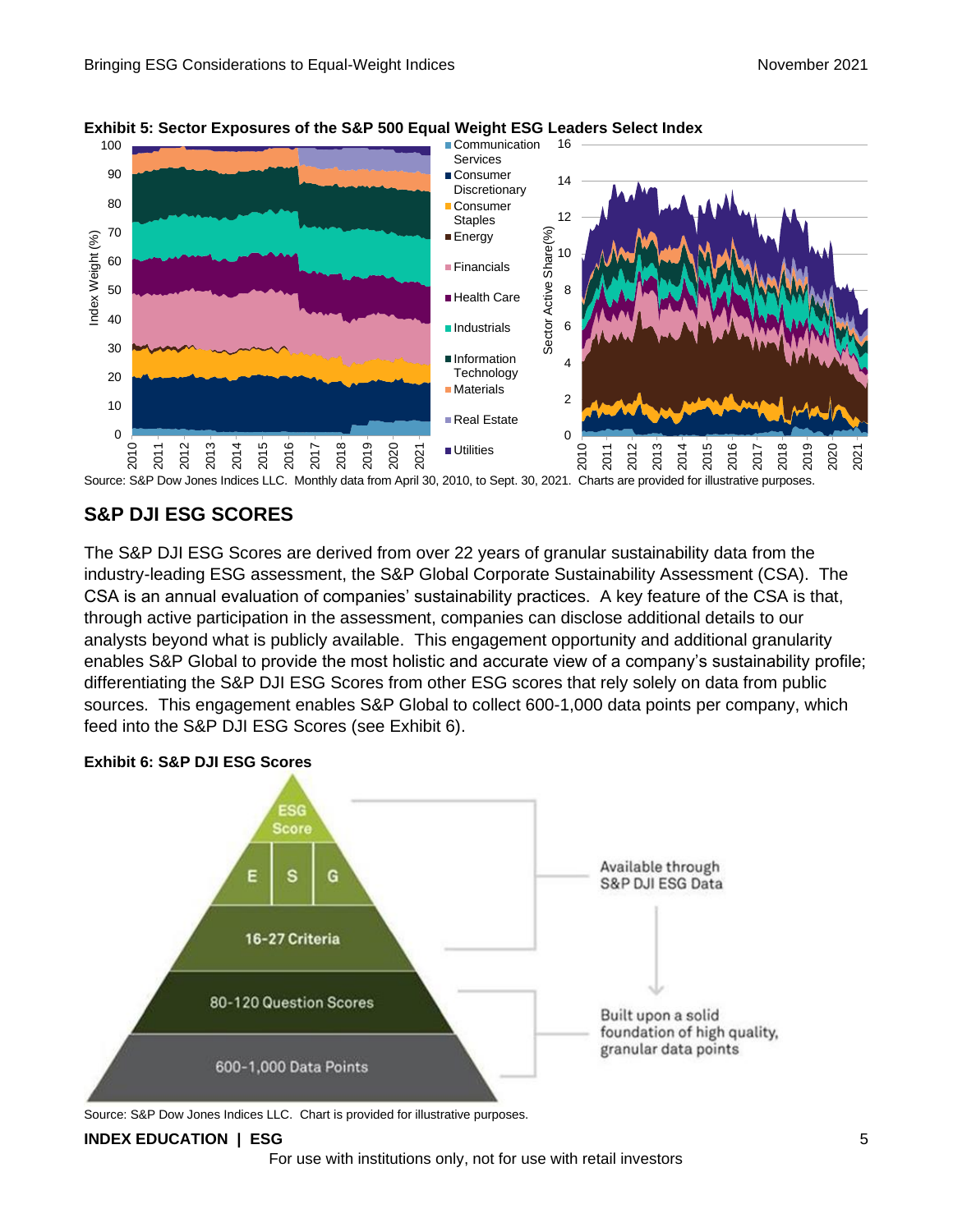**Exhibit 5: Sector Exposures of the S&P 500 Equal Weight ESG Leaders Select Index**

Source: S&P Dow Jones Indices LLC. Monthly data from April 30, 2010, to Sept. 30, 2021. Charts are provided for illustrative purposes.

## S&P DJI ESG SCORES

The S&P DJI ESG Scores are derived from over 22 years of granular sustainability data from the industry-leading ESG assessment, the S&P Global Corporate Sustainability Assessment (CSA). The CSA is an annual evaluation of companies' sustainability practices. A key feature of the CSA is that, through active participation in the assessment, companies can disclose additional details to our analysts beyond what is publicly available. This engagement opportunity and additional granularity enables S&P Global to provide the most holistic and accurate view of a company's sustainability profile; differentiating the S&P DJI ESG Scores from other ESG scores that rely solely on data from public sources. This engagement enables S&P Global to collect 600-1,000 data points per company, which feed into the S&P DJI ESG Scores (see Exhibit 6).

**Exhibit 6: S&P DJI ESG Scores**

Source: S&P Dow Jones Indices LLC. Chart is provided for illustrative purposes.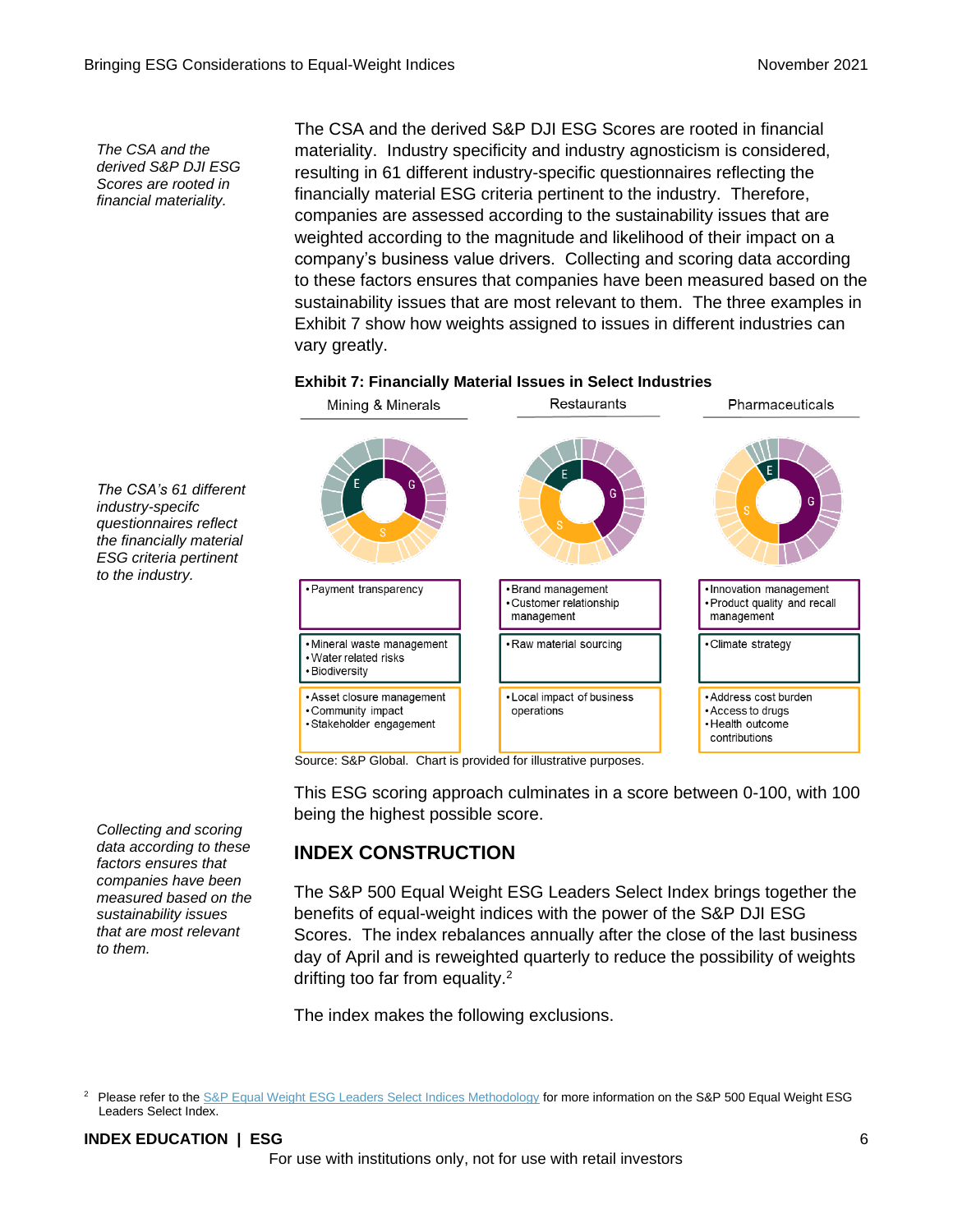*The CSA and the derived S&P DJI ESG Scores are rooted in financial materiality.*

The CSA and the derived S&P DJI ESG Scores are rooted in financial materiality. Industry specificity and industry agnosticism is considered, resulting in 61 different industry-specific questionnaires reflecting the financially material ESG criteria pertinent to the industry. Therefore, companies are assessed according to the sustainability issues that are weighted according to the magnitude and likelihood of their impact on a company's business value drivers. Collecting and scoring data according to these factors ensures that companies have been measured based on the sustainability issues that are most relevant to them. The three examples in Exhibit 7 show how weights assigned to issues in different industries can vary greatly.

*The CSA's 61 different industry-specifc questionnaires reflect the financially material ESG criteria pertinent to the industry.*

**Exhibit 7: Financially Material Issues in Select Industries**

| Mining & Minerals | Restaurants | Pharmaceuticals |
|---|---|---|
| • Payment transparency | • Brand management<br>• Customer relationship management | • Innovation management<br>• Product quality and recall management |
| • Mineral waste management<br>• Water related risks<br>• Biodiversity | • Raw material sourcing | • Climate strategy |
| • Asset closure management<br>• Community impact<br>• Stakeholder engagement | • Local impact of business operations | • Address cost burden<br>• Access to drugs<br>• Health outcome contributions |

Source: S&P Global. Chart is provided for illustrative purposes.

This ESG scoring approach culminates in a score between 0-100, with 100 being the highest possible score.

*Collecting and scoring data according to these factors ensures that companies have been measured based on the sustainability issues that are most relevant to them.*

## INDEX CONSTRUCTION

The S&P 500 Equal Weight ESG Leaders Select Index brings together the benefits of equal-weight indices with the power of the S&P DJI ESG Scores. The index rebalances annually after the close of the last business day of April and is reweighted quarterly to reduce the possibility of weights drifting too far from equality.[2]

The index makes the following exclusions.

[2] Please refer to the S&P Equal Weight ESG Leaders Select Indices Methodology for more information on the S&P 500 Equal Weight ESG Leaders Select Index.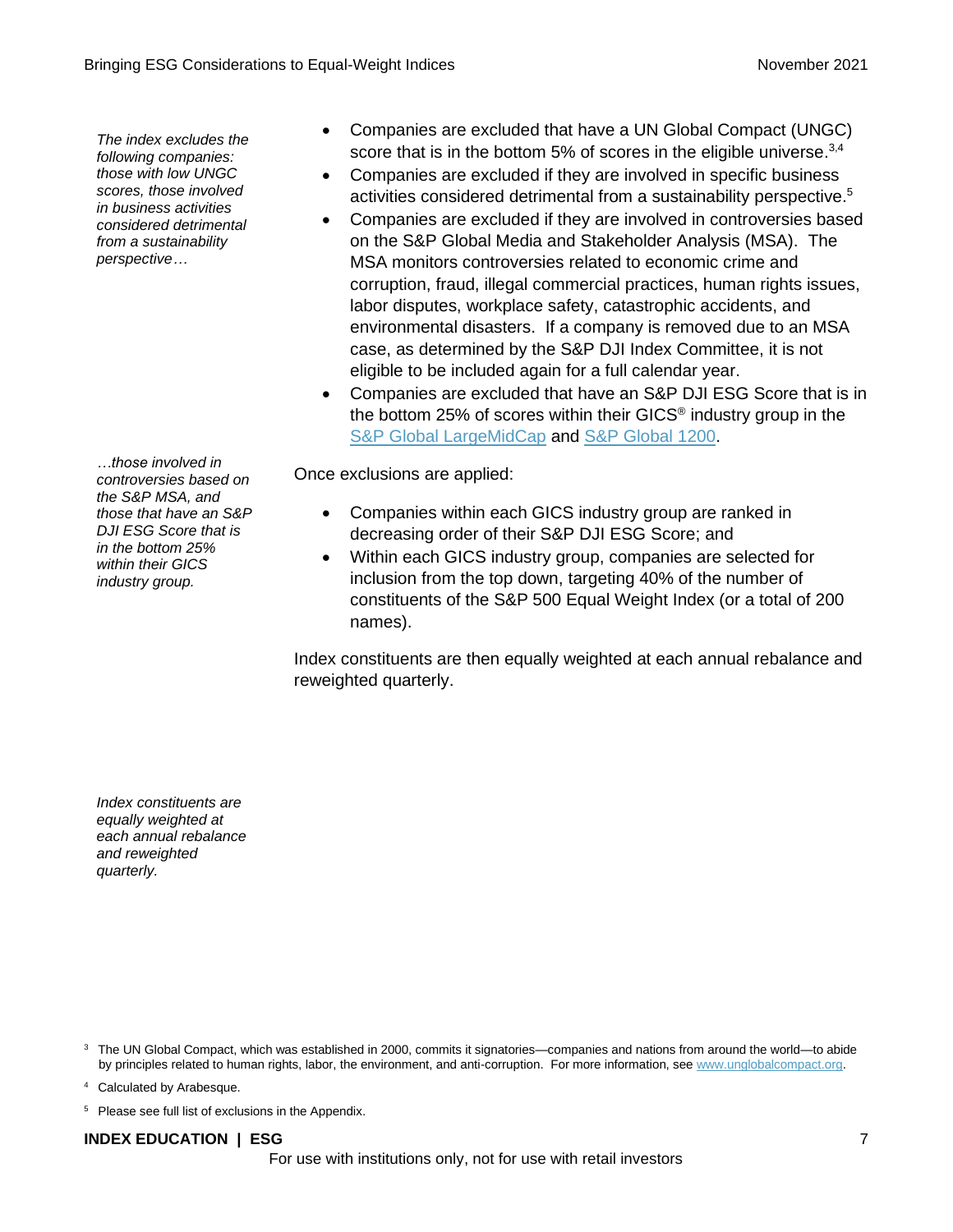*The index excludes the following companies: those with low UNGC scores, those involved in business activities considered detrimental from a sustainability perspective…*

- Companies are excluded that have a UN Global Compact (UNGC) score that is in the bottom 5% of scores in the eligible universe.[3,4]
- Companies are excluded if they are involved in specific business activities considered detrimental from a sustainability perspective.[5]
- Companies are excluded if they are involved in controversies based on the S&P Global Media and Stakeholder Analysis (MSA). The MSA monitors controversies related to economic crime and corruption, fraud, illegal commercial practices, human rights issues, labor disputes, workplace safety, catastrophic accidents, and environmental disasters. If a company is removed due to an MSA case, as determined by the S&P DJI Index Committee, it is not eligible to be included again for a full calendar year.
- Companies are excluded that have an S&P DJI ESG Score that is in the bottom 25% of scores within their GICS® industry group in the S&P Global LargeMidCap and S&P Global 1200.

*…those involved in controversies based on the S&P MSA, and those that have an S&P DJI ESG Score that is in the bottom 25% within their GICS industry group.*

Once exclusions are applied:

- Companies within each GICS industry group are ranked in decreasing order of their S&P DJI ESG Score; and
- Within each GICS industry group, companies are selected for inclusion from the top down, targeting 40% of the number of constituents of the S&P 500 Equal Weight Index (or a total of 200 names).

Index constituents are then equally weighted at each annual rebalance and reweighted quarterly.

*Index constituents are equally weighted at each annual rebalance and reweighted quarterly.*

[3] The UN Global Compact, which was established in 2000, commits it signatories—companies and nations from around the world—to abide by principles related to human rights, labor, the environment, and anti-corruption. For more information, see www.unglobalcompact.org.

[4] Calculated by Arabesque.

[5] Please see full list of exclusions in the Appendix.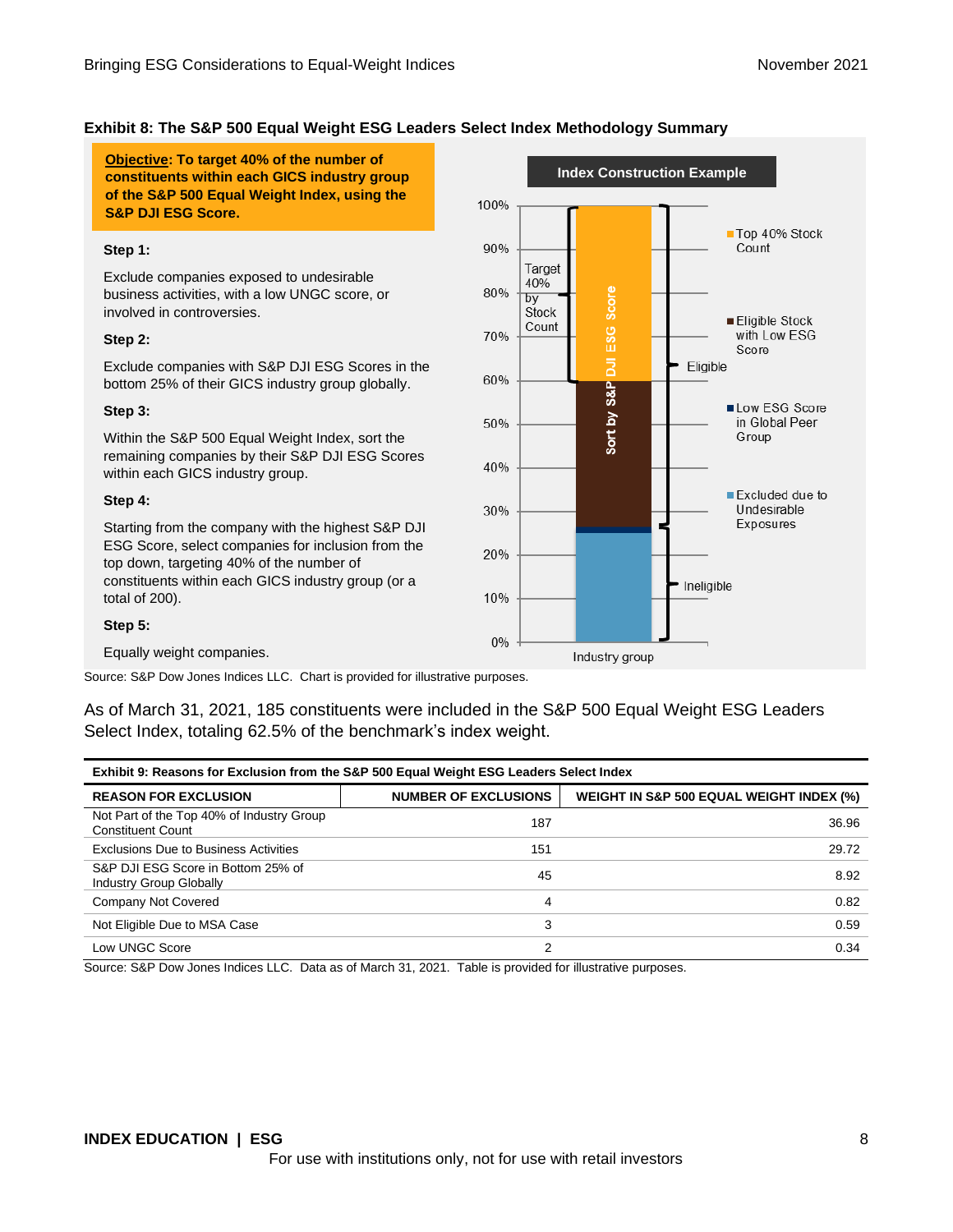**Exhibit 8: The S&P 500 Equal Weight ESG Leaders Select Index Methodology Summary**

**Objective: To target 40% of the number of constituents within each GICS industry group of the S&P 500 Equal Weight Index, using the S&P DJI ESG Score.**

**Step 1:**

Exclude companies exposed to undesirable business activities, with a low UNGC score, or involved in controversies.

**Step 2:**

Exclude companies with S&P DJI ESG Scores in the bottom 25% of their GICS industry group globally.

**Step 3:**

Within the S&P 500 Equal Weight Index, sort the remaining companies by their S&P DJI ESG Scores within each GICS industry group.

**Step 4:**

Starting from the company with the highest S&P DJI ESG Score, select companies for inclusion from the top down, targeting 40% of the number of constituents within each GICS industry group (or a total of 200).

**Step 5:**

Equally weight companies.

**Index Construction Example**

Target 40% by Stock Count

Sort by S&P DJI ESG Score

Eligible

Ineligible

Industry group

Top 40% Stock Count

Eligible Stock with Low ESG Score

Low ESG Score in Global Peer Group

Excluded due to Undesirable Exposures

Source: S&P Dow Jones Indices LLC. Chart is provided for illustrative purposes.

As of March 31, 2021, 185 constituents were included in the S&P 500 Equal Weight ESG Leaders Select Index, totaling 62.5% of the benchmark's index weight.

**Exhibit 9: Reasons for Exclusion from the S&P 500 Equal Weight ESG Leaders Select Index**

| REASON FOR EXCLUSION | NUMBER OF EXCLUSIONS | WEIGHT IN S&P 500 EQUAL WEIGHT INDEX (%) |
|---|---|---|
| Not Part of the Top 40% of Industry Group Constituent Count | 187 | 36.96 |
| Exclusions Due to Business Activities | 151 | 29.72 |
| S&P DJI ESG Score in Bottom 25% of Industry Group Globally | 45 | 8.92 |
| Company Not Covered | 4 | 0.82 |
| Not Eligible Due to MSA Case | 3 | 0.59 |
| Low UNGC Score | 2 | 0.34 |

Source: S&P Dow Jones Indices LLC. Data as of March 31, 2021. Table is provided for illustrative purposes.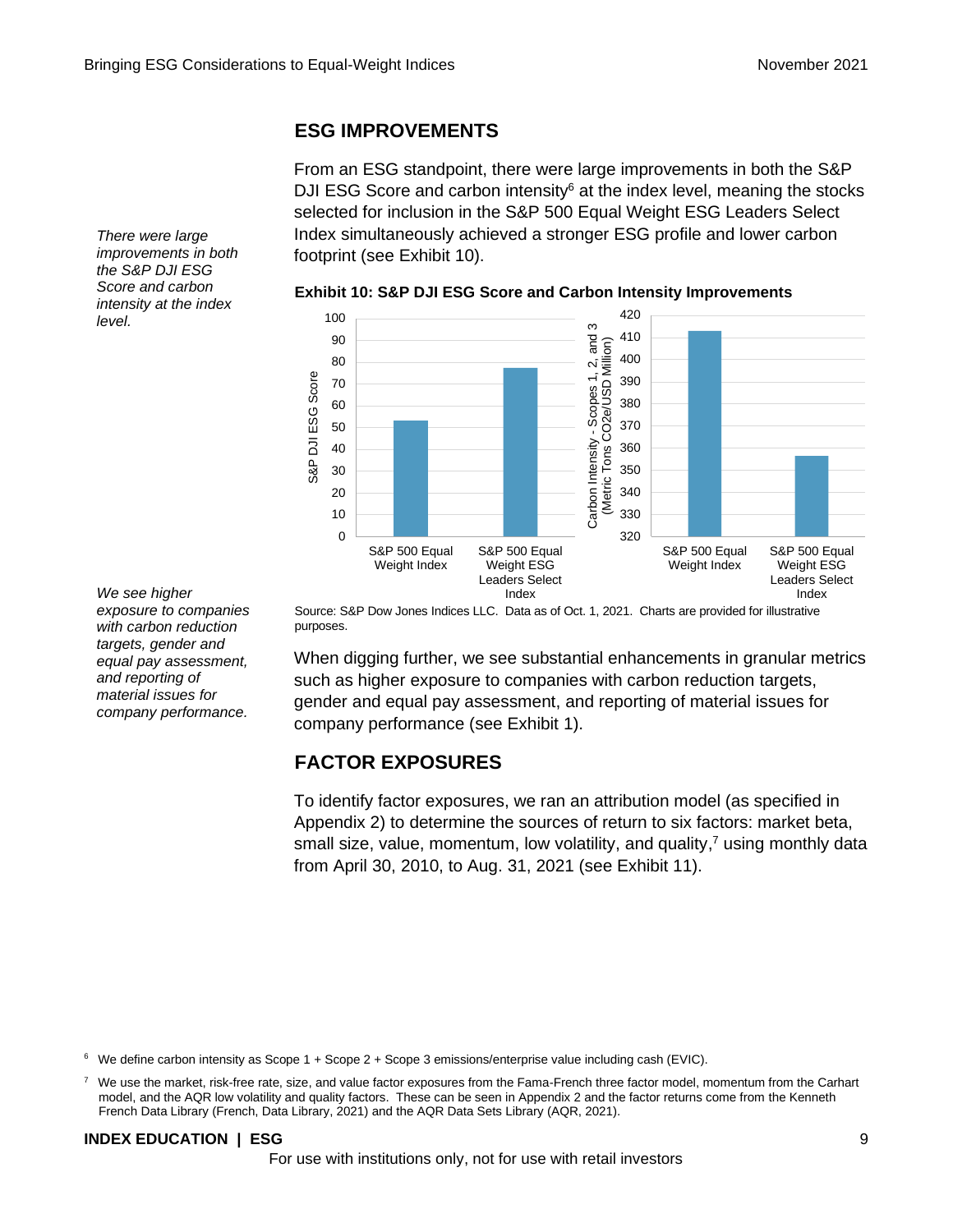## ESG IMPROVEMENTS

*There were large improvements in both the S&P DJI ESG Score and carbon intensity at the index level.*

From an ESG standpoint, there were large improvements in both the S&P DJI ESG Score and carbon intensity[6] at the index level, meaning the stocks selected for inclusion in the S&P 500 Equal Weight ESG Leaders Select Index simultaneously achieved a stronger ESG profile and lower carbon footprint (see Exhibit 10).

**Exhibit 10: S&P DJI ESG Score and Carbon Intensity Improvements**

Source: S&P Dow Jones Indices LLC. Data as of Oct. 1, 2021. Charts are provided for illustrative purposes.

*We see higher exposure to companies with carbon reduction targets, gender and equal pay assessment, and reporting of material issues for company performance.*

When digging further, we see substantial enhancements in granular metrics such as higher exposure to companies with carbon reduction targets, gender and equal pay assessment, and reporting of material issues for company performance (see Exhibit 1).

## FACTOR EXPOSURES

To identify factor exposures, we ran an attribution model (as specified in Appendix 2) to determine the sources of return to six factors: market beta, small size, value, momentum, low volatility, and quality,[7] using monthly data from April 30, 2010, to Aug. 31, 2021 (see Exhibit 11).

[6] We define carbon intensity as Scope 1 + Scope 2 + Scope 3 emissions/enterprise value including cash (EVIC).

[7] We use the market, risk-free rate, size, and value factor exposures from the Fama-French three factor model, momentum from the Carhart model, and the AQR low volatility and quality factors. These can be seen in Appendix 2 and the factor returns come from the Kenneth French Data Library (French, Data Library, 2021) and the AQR Data Sets Library (AQR, 2021).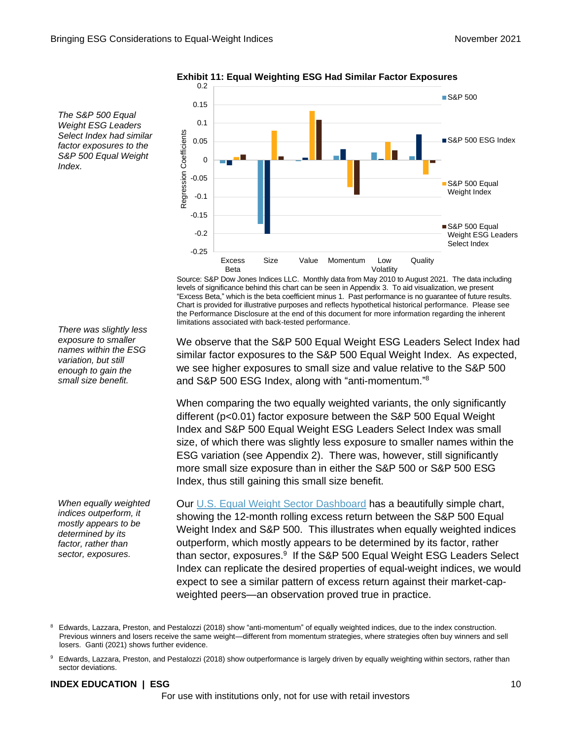*The S&P 500 Equal Weight ESG Leaders Select Index had similar factor exposures to the S&P 500 Equal Weight Index.*

**Exhibit 11: Equal Weighting ESG Had Similar Factor Exposures**

Source: S&P Dow Jones Indices LLC. Monthly data from May 2010 to August 2021. The data including levels of significance behind this chart can be seen in Appendix 3. To aid visualization, we present "Excess Beta," which is the beta coefficient minus 1. Past performance is no guarantee of future results. Chart is provided for illustrative purposes and reflects hypothetical historical performance. Please see the Performance Disclosure at the end of this document for more information regarding the inherent limitations associated with back-tested performance.

*There was slightly less exposure to smaller names within the ESG variation, but still enough to gain the small size benefit.*

We observe that the S&P 500 Equal Weight ESG Leaders Select Index had similar factor exposures to the S&P 500 Equal Weight Index. As expected, we see higher exposures to small size and value relative to the S&P 500 and S&P 500 ESG Index, along with "anti-momentum."[8]

When comparing the two equally weighted variants, the only significantly different ($p<0.01$) factor exposure between the S&P 500 Equal Weight Index and S&P 500 Equal Weight ESG Leaders Select Index was small size, of which there was slightly less exposure to smaller names within the ESG variation (see Appendix 2). There was, however, still significantly more small size exposure than in either the S&P 500 or S&P 500 ESG Index, thus still gaining this small size benefit.

*When equally weighted indices outperform, it mostly appears to be determined by its factor, rather than sector, exposures.*

Our U.S. Equal Weight Sector Dashboard has a beautifully simple chart, showing the 12-month rolling excess return between the S&P 500 Equal Weight Index and S&P 500. This illustrates when equally weighted indices outperform, which mostly appears to be determined by its factor, rather than sector, exposures.[9] If the S&P 500 Equal Weight ESG Leaders Select Index can replicate the desired properties of equal-weight indices, we would expect to see a similar pattern of excess return against their market-cap-weighted peers—an observation proved true in practice.

[8] Edwards, Lazzara, Preston, and Pestalozzi (2018) show "anti-momentum" of equally weighted indices, due to the index construction. Previous winners and losers receive the same weight—different from momentum strategies, where strategies often buy winners and sell losers. Ganti (2021) shows further evidence.

[9] Edwards, Lazzara, Preston, and Pestalozzi (2018) show outperformance is largely driven by equally weighting within sectors, rather than sector deviations.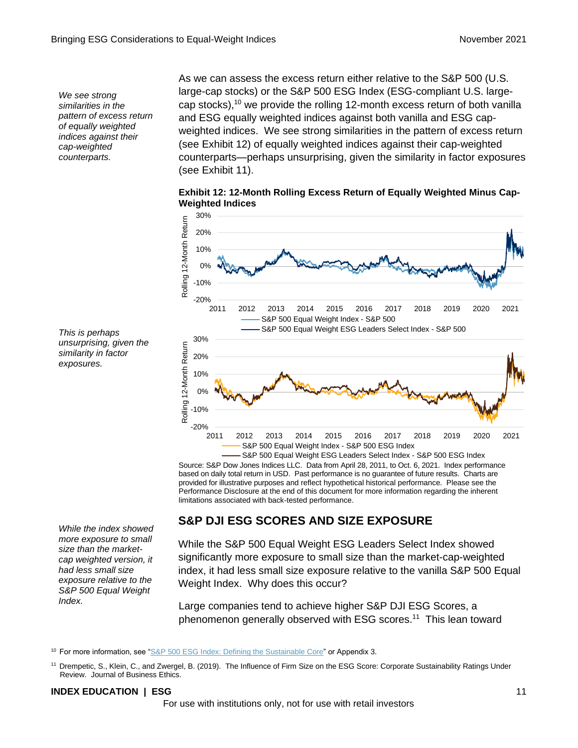*We see strong similarities in the pattern of excess return of equally weighted indices against their cap-weighted counterparts.*

As we can assess the excess return either relative to the S&P 500 (U.S. large-cap stocks) or the S&P 500 ESG Index (ESG-compliant U.S. large-cap stocks),[10] we provide the rolling 12-month excess return of both vanilla and ESG equally weighted indices against both vanilla and ESG cap-weighted indices. We see strong similarities in the pattern of excess return (see Exhibit 12) of equally weighted indices against their cap-weighted counterparts—perhaps unsurprising, given the similarity in factor exposures (see Exhibit 11).

*This is perhaps unsurprising, given the similarity in factor exposures.*

**Exhibit 12: 12-Month Rolling Excess Return of Equally Weighted Minus Cap-Weighted Indices**

Source: S&P Dow Jones Indices LLC. Data from April 28, 2011, to Oct. 6, 2021. Index performance based on daily total return in USD. Past performance is no guarantee of future results. Charts are provided for illustrative purposes and reflect hypothetical historical performance. Please see the Performance Disclosure at the end of this document for more information regarding the inherent limitations associated with back-tested performance.

## S&P DJI ESG SCORES AND SIZE EXPOSURE

*While the index showed more exposure to small size than the market-cap weighted version, it had less small size exposure relative to the S&P 500 Equal Weight Index.*

While the S&P 500 Equal Weight ESG Leaders Select Index showed significantly more exposure to small size than the market-cap-weighted index, it had less small size exposure relative to the vanilla S&P 500 Equal Weight Index. Why does this occur?

Large companies tend to achieve higher S&P DJI ESG Scores, a phenomenon generally observed with ESG scores.[11] This lean toward

[10] For more information, see "S&P 500 ESG Index: Defining the Sustainable Core" or Appendix 3.

[11] Drempetic, S., Klein, C., and Zwergel, B. (2019). The Influence of Firm Size on the ESG Score: Corporate Sustainability Ratings Under Review. Journal of Business Ethics.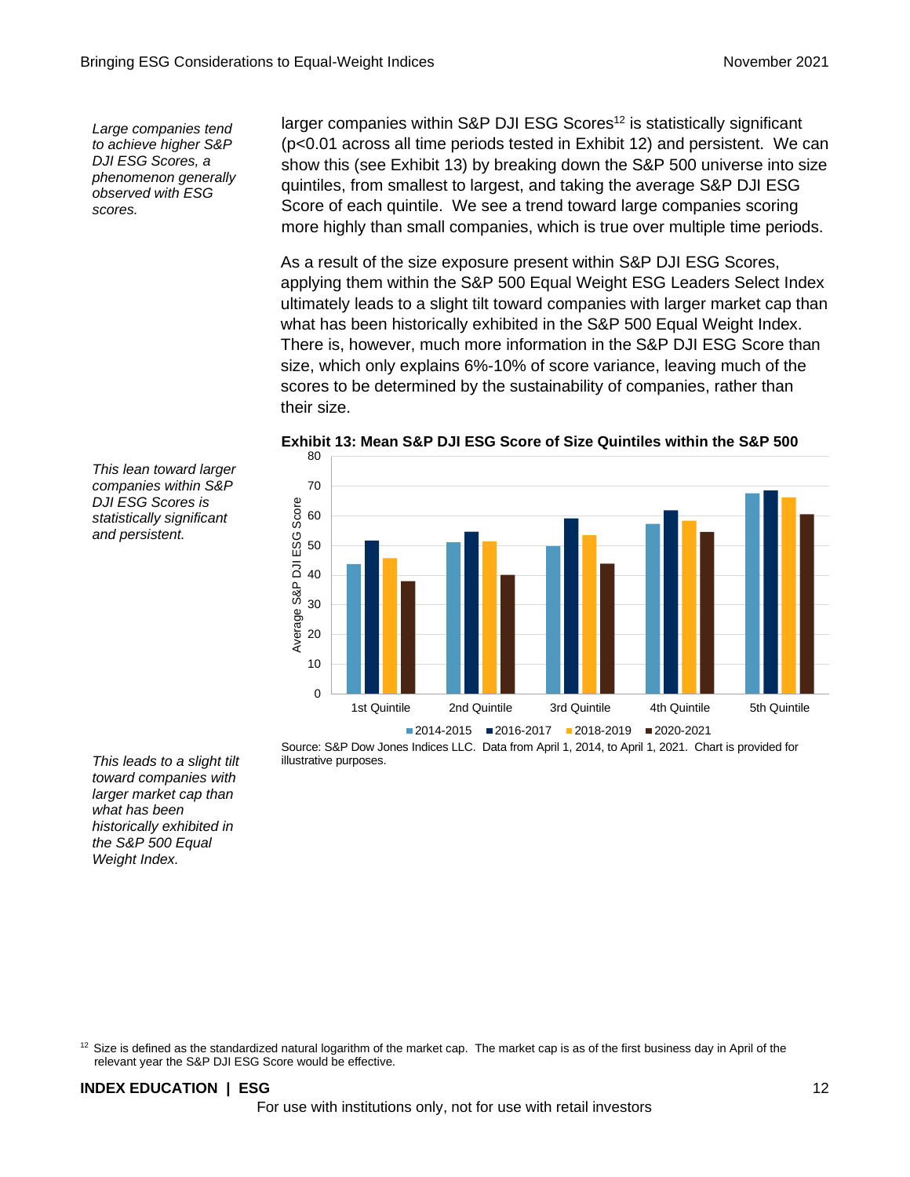*Large companies tend to achieve higher S&P DJI ESG Scores, a phenomenon generally observed with ESG scores.*

larger companies within S&P DJI ESG Scores[12] is statistically significant ($p<0.01$ across all time periods tested in Exhibit 12) and persistent. We can show this (see Exhibit 13) by breaking down the S&P 500 universe into size quintiles, from smallest to largest, and taking the average S&P DJI ESG Score of each quintile. We see a trend toward large companies scoring more highly than small companies, which is true over multiple time periods.

As a result of the size exposure present within S&P DJI ESG Scores, applying them within the S&P 500 Equal Weight ESG Leaders Select Index ultimately leads to a slight tilt toward companies with larger market cap than what has been historically exhibited in the S&P 500 Equal Weight Index. There is, however, much more information in the S&P DJI ESG Score than size, which only explains 6%-10% of score variance, leaving much of the scores to be determined by the sustainability of companies, rather than their size.

*This lean toward larger companies within S&P DJI ESG Scores is statistically significant and persistent.*

**Exhibit 13: Mean S&P DJI ESG Score of Size Quintiles within the S&P 500**

| Average S&P DJI ESG Score | 2014-2015 | 2016-2017 | 2018-2019 | 2020-2021 |
|---|---|---|---|---|
| 1st Quintile | 44 | 52 | 46 | 38 |
| 2nd Quintile | 51 | 55 | 51 | 40 |
| 3rd Quintile | 50 | 59 | 54 | 44 |
| 4th Quintile | 57 | 62 | 58 | 55 |
| 5th Quintile | 68 | 69 | 66 | 61 |

Source: S&P Dow Jones Indices LLC. Data from April 1, 2014, to April 1, 2021. Chart is provided for illustrative purposes.

*This leads to a slight tilt toward companies with larger market cap than what has been historically exhibited in the S&P 500 Equal Weight Index.*

[12] Size is defined as the standardized natural logarithm of the market cap. The market cap is as of the first business day in April of the relevant year the S&P DJI ESG Score would be effective.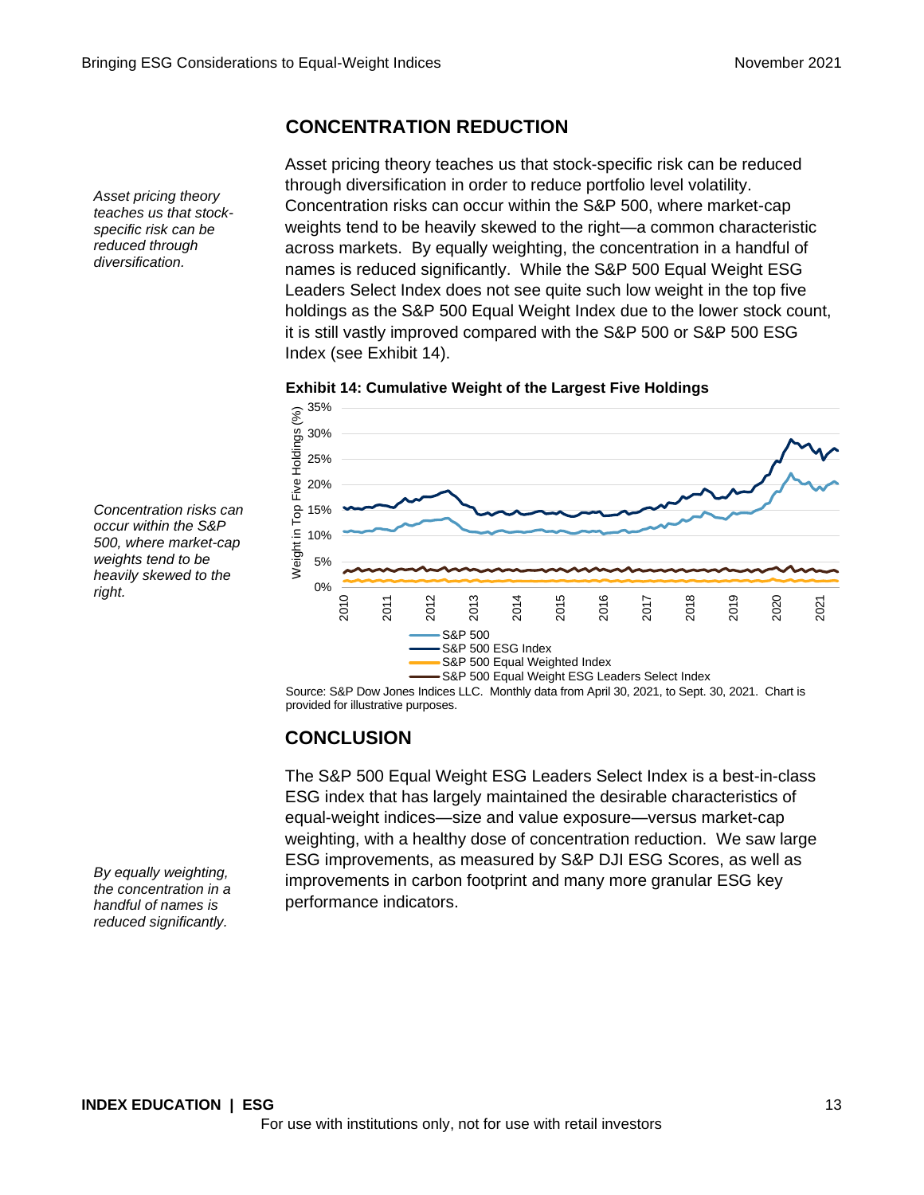## CONCENTRATION REDUCTION

*Asset pricing theory teaches us that stock-specific risk can be reduced through diversification.*

Asset pricing theory teaches us that stock-specific risk can be reduced through diversification in order to reduce portfolio level volatility. Concentration risks can occur within the S&P 500, where market-cap weights tend to be heavily skewed to the right—a common characteristic across markets. By equally weighting, the concentration in a handful of names is reduced significantly. While the S&P 500 Equal Weight ESG Leaders Select Index does not see quite such low weight in the top five holdings as the S&P 500 Equal Weight Index due to the lower stock count, it is still vastly improved compared with the S&P 500 or S&P 500 ESG Index (see Exhibit 14).

*Concentration risks can occur within the S&P 500, where market-cap weights tend to be heavily skewed to the right.*

**Exhibit 14: Cumulative Weight of the Largest Five Holdings**

Source: S&P Dow Jones Indices LLC. Monthly data from April 30, 2021, to Sept. 30, 2021. Chart is provided for illustrative purposes.

## CONCLUSION

*By equally weighting, the concentration in a handful of names is reduced significantly.*

The S&P 500 Equal Weight ESG Leaders Select Index is a best-in-class ESG index that has largely maintained the desirable characteristics of equal-weight indices—size and value exposure—versus market-cap weighting, with a healthy dose of concentration reduction. We saw large ESG improvements, as measured by S&P DJI ESG Scores, as well as improvements in carbon footprint and many more granular ESG key performance indicators.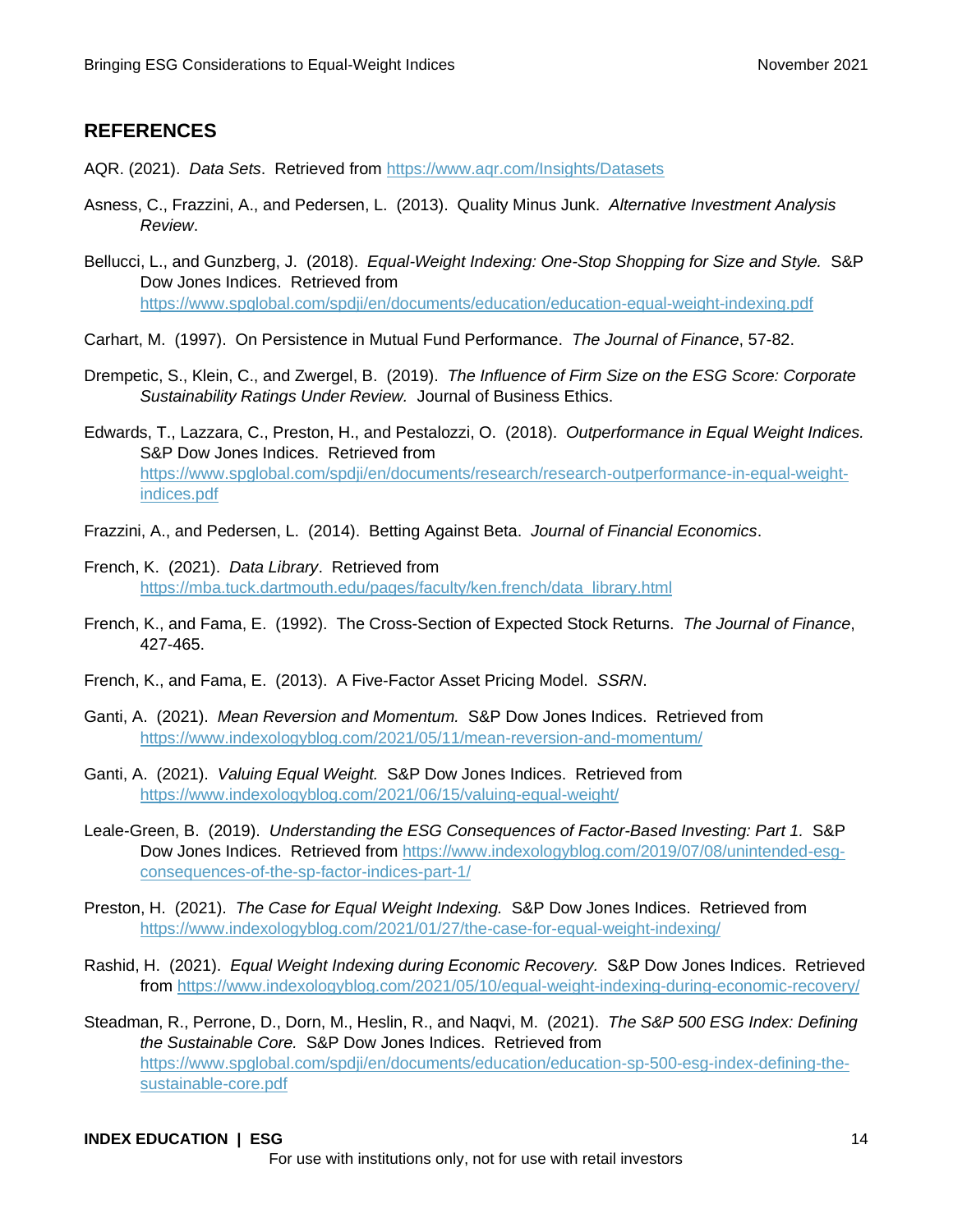## REFERENCES

AQR. (2021). *Data Sets*. Retrieved from https://www.aqr.com/Insights/Datasets

Asness, C., Frazzini, A., and Pedersen, L. (2013). Quality Minus Junk. *Alternative Investment Analysis Review*.

Bellucci, L., and Gunzberg, J. (2018). *Equal-Weight Indexing: One-Stop Shopping for Size and Style.* S&P Dow Jones Indices. Retrieved from https://www.spglobal.com/spdji/en/documents/education/education-equal-weight-indexing.pdf

Carhart, M. (1997). On Persistence in Mutual Fund Performance. *The Journal of Finance*, 57-82.

Drempetic, S., Klein, C., and Zwergel, B. (2019). *The Influence of Firm Size on the ESG Score: Corporate Sustainability Ratings Under Review.* Journal of Business Ethics.

Edwards, T., Lazzara, C., Preston, H., and Pestalozzi, O. (2018). *Outperformance in Equal Weight Indices.* S&P Dow Jones Indices. Retrieved from https://www.spglobal.com/spdji/en/documents/research/research-outperformance-in-equal-weight-indices.pdf

Frazzini, A., and Pedersen, L. (2014). Betting Against Beta. *Journal of Financial Economics*.

French, K. (2021). *Data Library*. Retrieved from https://mba.tuck.dartmouth.edu/pages/faculty/ken.french/data_library.html

French, K., and Fama, E. (1992). The Cross-Section of Expected Stock Returns. *The Journal of Finance*, 427-465.

French, K., and Fama, E. (2013). A Five-Factor Asset Pricing Model. *SSRN*.

Ganti, A. (2021). *Mean Reversion and Momentum.* S&P Dow Jones Indices. Retrieved from https://www.indexologyblog.com/2021/05/11/mean-reversion-and-momentum/

Ganti, A. (2021). *Valuing Equal Weight.* S&P Dow Jones Indices. Retrieved from https://www.indexologyblog.com/2021/06/15/valuing-equal-weight/

Leale-Green, B. (2019). *Understanding the ESG Consequences of Factor-Based Investing: Part 1.* S&P Dow Jones Indices. Retrieved from https://www.indexologyblog.com/2019/07/08/unintended-esg-consequences-of-the-sp-factor-indices-part-1/

Preston, H. (2021). *The Case for Equal Weight Indexing.* S&P Dow Jones Indices. Retrieved from https://www.indexologyblog.com/2021/01/27/the-case-for-equal-weight-indexing/

Rashid, H. (2021). *Equal Weight Indexing during Economic Recovery.* S&P Dow Jones Indices. Retrieved from https://www.indexologyblog.com/2021/05/10/equal-weight-indexing-during-economic-recovery/

Steadman, R., Perrone, D., Dorn, M., Heslin, R., and Naqvi, M. (2021). *The S&P 500 ESG Index: Defining the Sustainable Core.* S&P Dow Jones Indices. Retrieved from https://www.spglobal.com/spdji/en/documents/education/education-sp-500-esg-index-defining-the-sustainable-core.pdf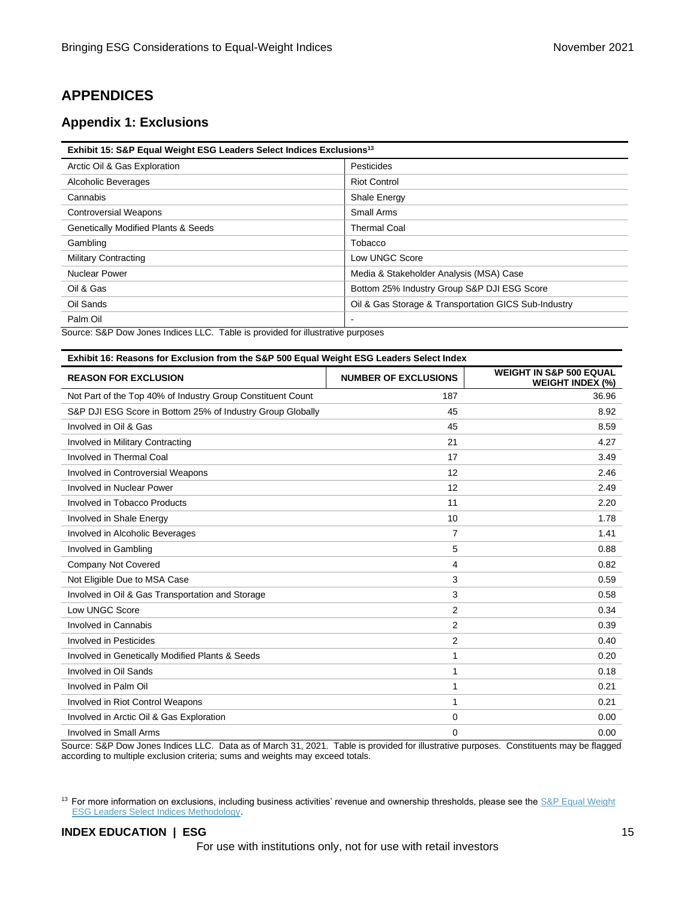## APPENDICES

### Appendix 1: Exclusions

| Exhibit 15: S&P Equal Weight ESG Leaders Select Indices Exclusions[13] | |
|---|---|
| Arctic Oil & Gas Exploration | Pesticides |
| Alcoholic Beverages | Riot Control |
| Cannabis | Shale Energy |
| Controversial Weapons | Small Arms |
| Genetically Modified Plants & Seeds | Thermal Coal |
| Gambling | Tobacco |
| Military Contracting | Low UNGC Score |
| Nuclear Power | Media & Stakeholder Analysis (MSA) Case |
| Oil & Gas | Bottom 25% Industry Group S&P DJI ESG Score |
| Oil Sands | Oil & Gas Storage & Transportation GICS Sub-Industry |
| Palm Oil | - |

Source: S&P Dow Jones Indices LLC. Table is provided for illustrative purposes

**Exhibit 16: Reasons for Exclusion from the S&P 500 Equal Weight ESG Leaders Select Index**

| REASON FOR EXCLUSION | NUMBER OF EXCLUSIONS | WEIGHT IN S&P 500 EQUAL WEIGHT INDEX (%) |
|---|---|---|
| Not Part of the Top 40% of Industry Group Constituent Count | 187 | 36.96 |
| S&P DJI ESG Score in Bottom 25% of Industry Group Globally | 45 | 8.92 |
| Involved in Oil & Gas | 45 | 8.59 |
| Involved in Military Contracting | 21 | 4.27 |
| Involved in Thermal Coal | 17 | 3.49 |
| Involved in Controversial Weapons | 12 | 2.46 |
| Involved in Nuclear Power | 12 | 2.49 |
| Involved in Tobacco Products | 11 | 2.20 |
| Involved in Shale Energy | 10 | 1.78 |
| Involved in Alcoholic Beverages | 7 | 1.41 |
| Involved in Gambling | 5 | 0.88 |
| Company Not Covered | 4 | 0.82 |
| Not Eligible Due to MSA Case | 3 | 0.59 |
| Involved in Oil & Gas Transportation and Storage | 3 | 0.58 |
| Low UNGC Score | 2 | 0.34 |
| Involved in Cannabis | 2 | 0.39 |
| Involved in Pesticides | 2 | 0.40 |
| Involved in Genetically Modified Plants & Seeds | 1 | 0.20 |
| Involved in Oil Sands | 1 | 0.18 |
| Involved in Palm Oil | 1 | 0.21 |
| Involved in Riot Control Weapons | 1 | 0.21 |
| Involved in Arctic Oil & Gas Exploration | 0 | 0.00 |
| Involved in Small Arms | 0 | 0.00 |

Source: S&P Dow Jones Indices LLC. Data as of March 31, 2021. Table is provided for illustrative purposes. Constituents may be flagged according to multiple exclusion criteria; sums and weights may exceed totals.

[13] For more information on exclusions, including business activities' revenue and ownership thresholds, please see the S&P Equal Weight ESG Leaders Select Indices Methodology.

For use with institutions only, not for use with retail investors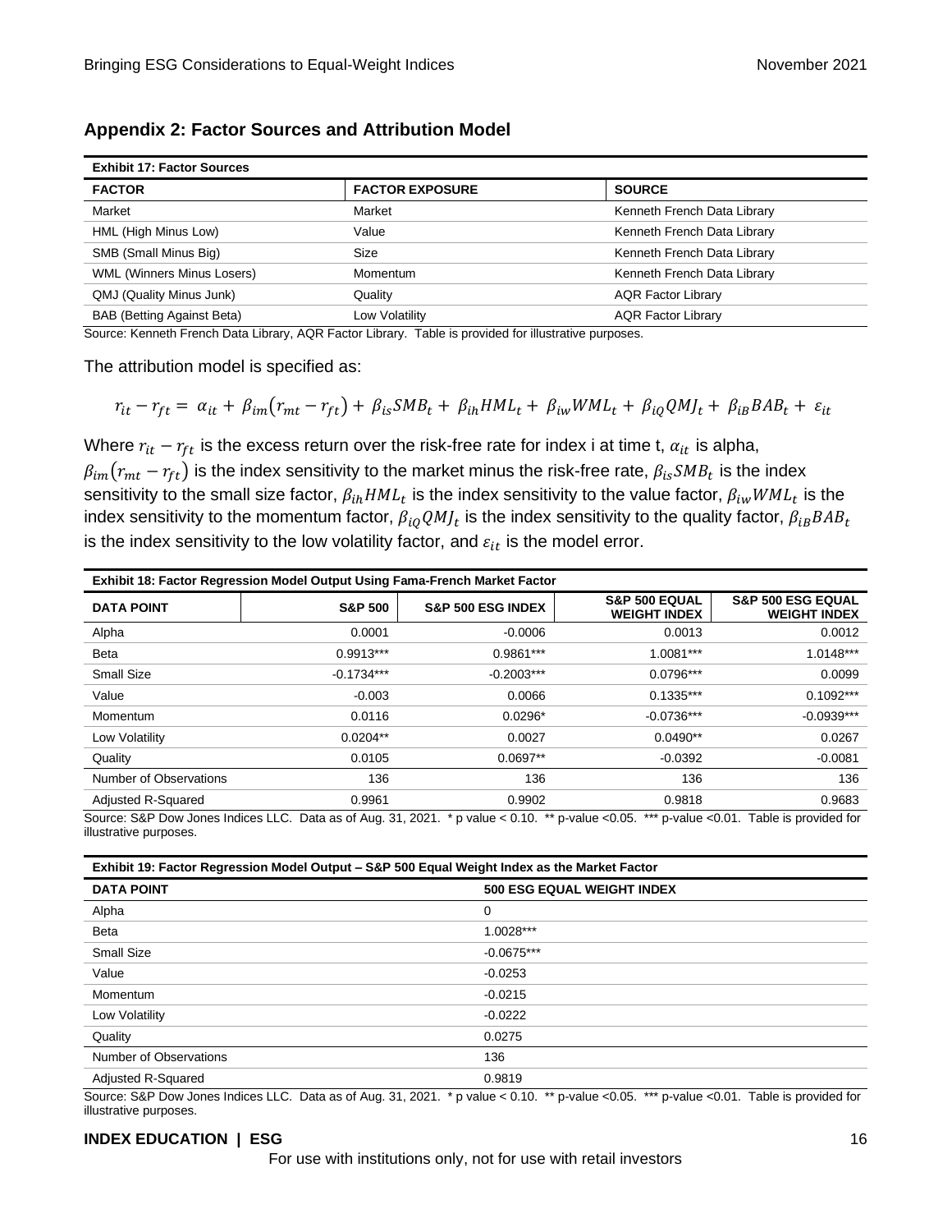## Appendix 2: Factor Sources and Attribution Model

| Exhibit 17: Factor Sources | | |
|---|---|---|
| **FACTOR** | **FACTOR EXPOSURE** | **SOURCE** |
| Market | Market | Kenneth French Data Library |
| HML (High Minus Low) | Value | Kenneth French Data Library |
| SMB (Small Minus Big) | Size | Kenneth French Data Library |
| WML (Winners Minus Losers) | Momentum | Kenneth French Data Library |
| QMJ (Quality Minus Junk) | Quality | AQR Factor Library |
| BAB (Betting Against Beta) | Low Volatility | AQR Factor Library |

Source: Kenneth French Data Library, AQR Factor Library. Table is provided for illustrative purposes.

The attribution model is specified as:

$$r_{it} - r_{ft} = \alpha_{it} + \beta_{im}(r_{mt} - r_{ft}) + \beta_{is}SMB_t + \beta_{ih}HML_t + \beta_{iw}WML_t + \beta_{iQ}QMJ_t + \beta_{iB}BAB_t + \varepsilon_{it}$$

Where $r_{it} - r_{ft}$ is the excess return over the risk-free rate for index i at time t, $\alpha_{it}$ is alpha, $\beta_{im}(r_{mt} - r_{ft})$ is the index sensitivity to the market minus the risk-free rate, $\beta_{is}SMB_t$ is the index sensitivity to the small size factor, $\beta_{ih}HML_t$ is the index sensitivity to the value factor, $\beta_{iw}WML_t$ is the index sensitivity to the momentum factor, $\beta_{iQ}QMJ_t$ is the index sensitivity to the quality factor, $\beta_{iB}BAB_t$ is the index sensitivity to the low volatility factor, and $\varepsilon_{it}$ is the model error.

| Exhibit 18: Factor Regression Model Output Using Fama-French Market Factor | | | | |
|---|---|---|---|---|
| **DATA POINT** | **S&P 500** | **S&P 500 ESG INDEX** | **S&P 500 EQUAL WEIGHT INDEX** | **S&P 500 ESG EQUAL WEIGHT INDEX** |
| Alpha | 0.0001 | -0.0006 | 0.0013 | 0.0012 |
| Beta | 0.9913*** | 0.9861*** | 1.0081*** | 1.0148*** |
| Small Size | -0.1734*** | -0.2003*** | 0.0796*** | 0.0099 |
| Value | -0.003 | 0.0066 | 0.1335*** | 0.1092*** |
| Momentum | 0.0116 | 0.0296* | -0.0736*** | -0.0939*** |
| Low Volatility | 0.0204** | 0.0027 | 0.0490** | 0.0267 |
| Quality | 0.0105 | 0.0697** | -0.0392 | -0.0081 |
| Number of Observations | 136 | 136 | 136 | 136 |
| Adjusted R-Squared | 0.9961 | 0.9902 | 0.9818 | 0.9683 |

Source: S&P Dow Jones Indices LLC. Data as of Aug. 31, 2021. * p value < 0.10. ** p-value <0.05. *** p-value <0.01. Table is provided for illustrative purposes.

| Exhibit 19: Factor Regression Model Output – S&P 500 Equal Weight Index as the Market Factor | |
|---|---|
| **DATA POINT** | **500 ESG EQUAL WEIGHT INDEX** |
| Alpha | 0 |
| Beta | 1.0028*** |
| Small Size | -0.0675*** |
| Value | -0.0253 |
| Momentum | -0.0215 |
| Low Volatility | -0.0222 |
| Quality | 0.0275 |
| Number of Observations | 136 |
| Adjusted R-Squared | 0.9819 |

Source: S&P Dow Jones Indices LLC. Data as of Aug. 31, 2021. * p value < 0.10. ** p-value <0.05. *** p-value <0.01. Table is provided for illustrative purposes.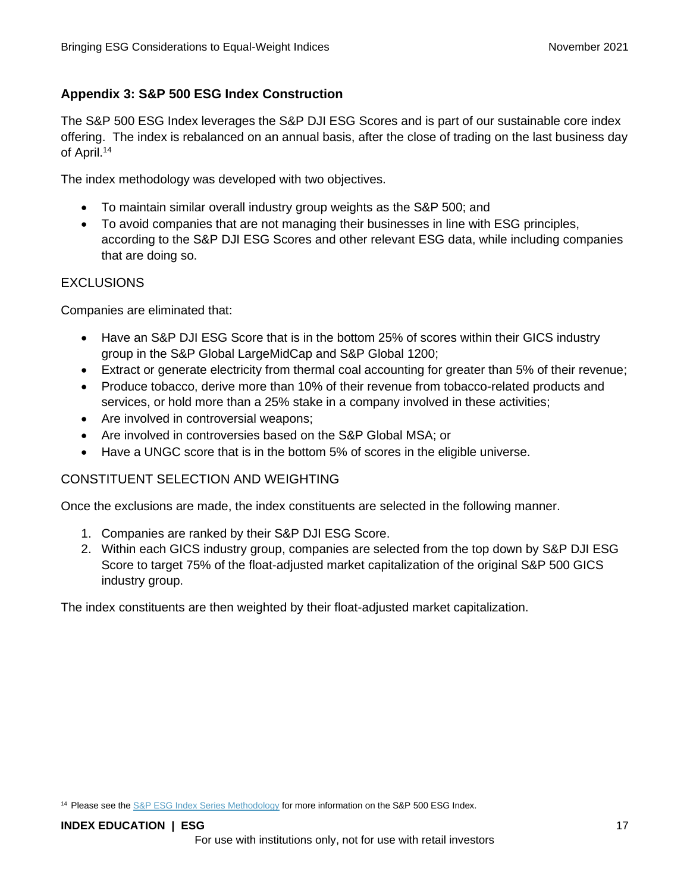## Appendix 3: S&P 500 ESG Index Construction

The S&P 500 ESG Index leverages the S&P DJI ESG Scores and is part of our sustainable core index offering. The index is rebalanced on an annual basis, after the close of trading on the last business day of April.[14]

The index methodology was developed with two objectives.

- To maintain similar overall industry group weights as the S&P 500; and
- To avoid companies that are not managing their businesses in line with ESG principles, according to the S&P DJI ESG Scores and other relevant ESG data, while including companies that are doing so.

### EXCLUSIONS

Companies are eliminated that:

- Have an S&P DJI ESG Score that is in the bottom 25% of scores within their GICS industry group in the S&P Global LargeMidCap and S&P Global 1200;
- Extract or generate electricity from thermal coal accounting for greater than 5% of their revenue;
- Produce tobacco, derive more than 10% of their revenue from tobacco-related products and services, or hold more than a 25% stake in a company involved in these activities;
- Are involved in controversial weapons;
- Are involved in controversies based on the S&P Global MSA; or
- Have a UNGC score that is in the bottom 5% of scores in the eligible universe.

### CONSTITUENT SELECTION AND WEIGHTING

Once the exclusions are made, the index constituents are selected in the following manner.

1. Companies are ranked by their S&P DJI ESG Score.
2. Within each GICS industry group, companies are selected from the top down by S&P DJI ESG Score to target 75% of the float-adjusted market capitalization of the original S&P 500 GICS industry group.

The index constituents are then weighted by their float-adjusted market capitalization.

[14] Please see the [S&P ESG Index Series Methodology](S&P ESG Index Series Methodology) for more information on the S&P 500 ESG Index.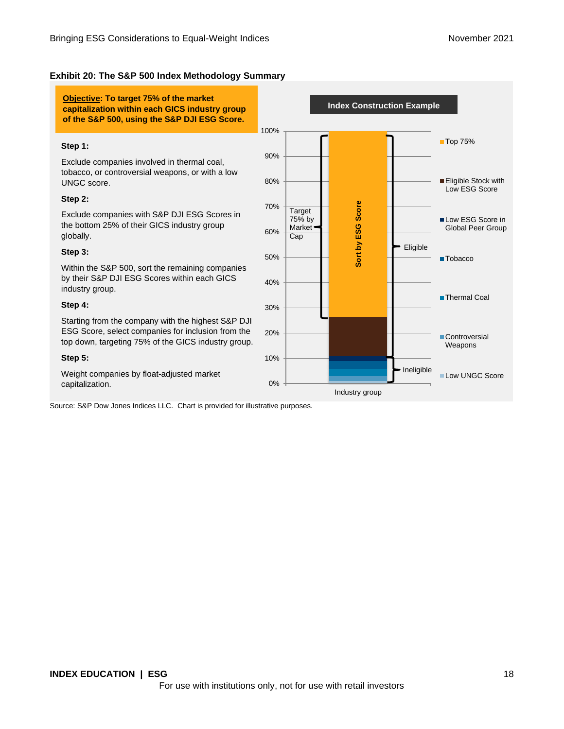**Exhibit 20: The S&P 500 Index Methodology Summary**

**Objective: To target 75% of the market capitalization within each GICS industry group of the S&P 500, using the S&P DJI ESG Score.**

**Step 1:**

Exclude companies involved in thermal coal, tobacco, or controversial weapons, or with a low UNGC score.

**Step 2:**

Exclude companies with S&P DJI ESG Scores in the bottom 25% of their GICS industry group globally.

**Step 3:**

Within the S&P 500, sort the remaining companies by their S&P DJI ESG Scores within each GICS industry group.

**Step 4:**

Starting from the company with the highest S&P DJI ESG Score, select companies for inclusion from the top down, targeting 75% of the GICS industry group.

**Step 5:**

Weight companies by float-adjusted market capitalization.

**Index Construction Example**

- Target 75% by Market Cap
- Sort by ESG Score
- Eligible
- Ineligible
- Industry group

Legend: Top 75%; Eligible Stock with Low ESG Score; Low ESG Score in Global Peer Group; Tobacco; Thermal Coal; Controversial Weapons; Low UNGC Score

Source: S&P Dow Jones Indices LLC. Chart is provided for illustrative purposes.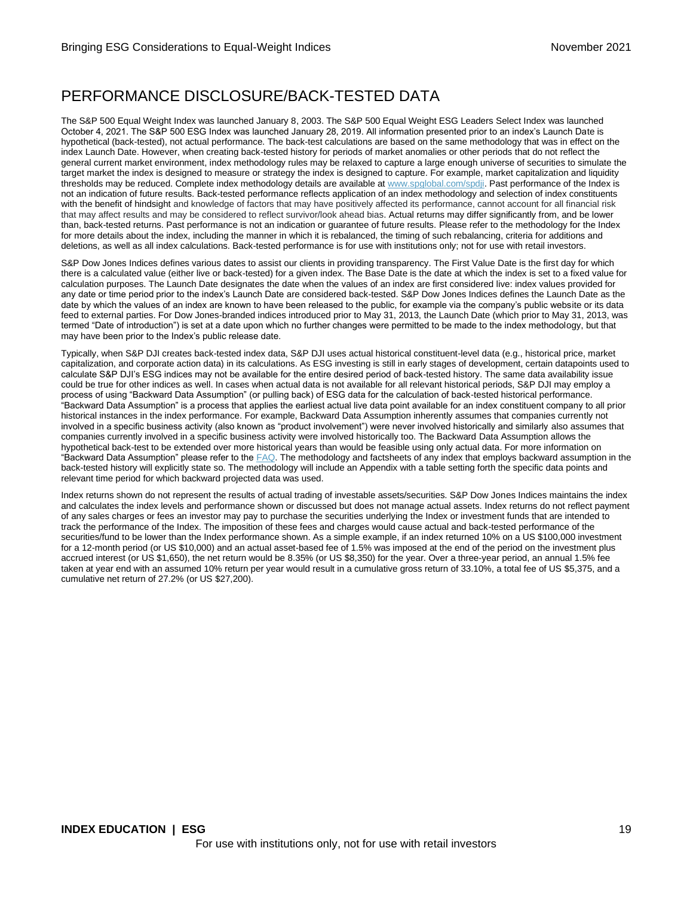## PERFORMANCE DISCLOSURE/BACK-TESTED DATA

The S&P 500 Equal Weight Index was launched January 8, 2003. The S&P 500 Equal Weight ESG Leaders Select Index was launched October 4, 2021. The S&P 500 ESG Index was launched January 28, 2019. All information presented prior to an index's Launch Date is hypothetical (back-tested), not actual performance. The back-test calculations are based on the same methodology that was in effect on the index Launch Date. However, when creating back-tested history for periods of market anomalies or other periods that do not reflect the general current market environment, index methodology rules may be relaxed to capture a large enough universe of securities to simulate the target market the index is designed to measure or strategy the index is designed to capture. For example, market capitalization and liquidity thresholds may be reduced. Complete index methodology details are available at [www.spglobal.com/spdji](www.spglobal.com/spdji). Past performance of the Index is not an indication of future results. Back-tested performance reflects application of an index methodology and selection of index constituents with the benefit of hindsight and knowledge of factors that may have positively affected its performance, cannot account for all financial risk that may affect results and may be considered to reflect survivor/look ahead bias. Actual returns may differ significantly from, and be lower than, back-tested returns. Past performance is not an indication or guarantee of future results. Please refer to the methodology for the Index for more details about the index, including the manner in which it is rebalanced, the timing of such rebalancing, criteria for additions and deletions, as well as all index calculations. Back-tested performance is for use with institutions only; not for use with retail investors.

S&P Dow Jones Indices defines various dates to assist our clients in providing transparency. The First Value Date is the first day for which there is a calculated value (either live or back-tested) for a given index. The Base Date is the date at which the index is set to a fixed value for calculation purposes. The Launch Date designates the date when the values of an index are first considered live: index values provided for any date or time period prior to the index's Launch Date are considered back-tested. S&P Dow Jones Indices defines the Launch Date as the date by which the values of an index are known to have been released to the public, for example via the company's public website or its data feed to external parties. For Dow Jones-branded indices introduced prior to May 31, 2013, the Launch Date (which prior to May 31, 2013, was termed "Date of introduction") is set at a date upon which no further changes were permitted to be made to the index methodology, but that may have been prior to the Index's public release date.

Typically, when S&P DJI creates back-tested index data, S&P DJI uses actual historical constituent-level data (e.g., historical price, market capitalization, and corporate action data) in its calculations. As ESG investing is still in early stages of development, certain datapoints used to calculate S&P DJI's ESG indices may not be available for the entire desired period of back-tested history. The same data availability issue could be true for other indices as well. In cases when actual data is not available for all relevant historical periods, S&P DJI may employ a process of using "Backward Data Assumption" (or pulling back) of ESG data for the calculation of back-tested historical performance. "Backward Data Assumption" is a process that applies the earliest actual live data point available for an index constituent company to all prior historical instances in the index performance. For example, Backward Data Assumption inherently assumes that companies currently not involved in a specific business activity (also known as "product involvement") were never involved historically and similarly also assumes that companies currently involved in a specific business activity were involved historically too. The Backward Data Assumption allows the hypothetical back-test to be extended over more historical years than would be feasible using only actual data. For more information on "Backward Data Assumption" please refer to the FAQ. The methodology and factsheets of any index that employs backward assumption in the back-tested history will explicitly state so. The methodology will include an Appendix with a table setting forth the specific data points and relevant time period for which backward projected data was used.

Index returns shown do not represent the results of actual trading of investable assets/securities. S&P Dow Jones Indices maintains the index and calculates the index levels and performance shown or discussed but does not manage actual assets. Index returns do not reflect payment of any sales charges or fees an investor may pay to purchase the securities underlying the Index or investment funds that are intended to track the performance of the Index. The imposition of these fees and charges would cause actual and back-tested performance of the securities/fund to be lower than the Index performance shown. As a simple example, if an index returned 10% on a US $100,000 investment for a 12-month period (or US $10,000) and an actual asset-based fee of 1.5% was imposed at the end of the period on the investment plus accrued interest (or US $1,650), the net return would be 8.35% (or US $8,350) for the year. Over a three-year period, an annual 1.5% fee taken at year end with an assumed 10% return per year would result in a cumulative gross return of 33.10%, a total fee of US $5,375, and a cumulative net return of 27.2% (or US $27,200).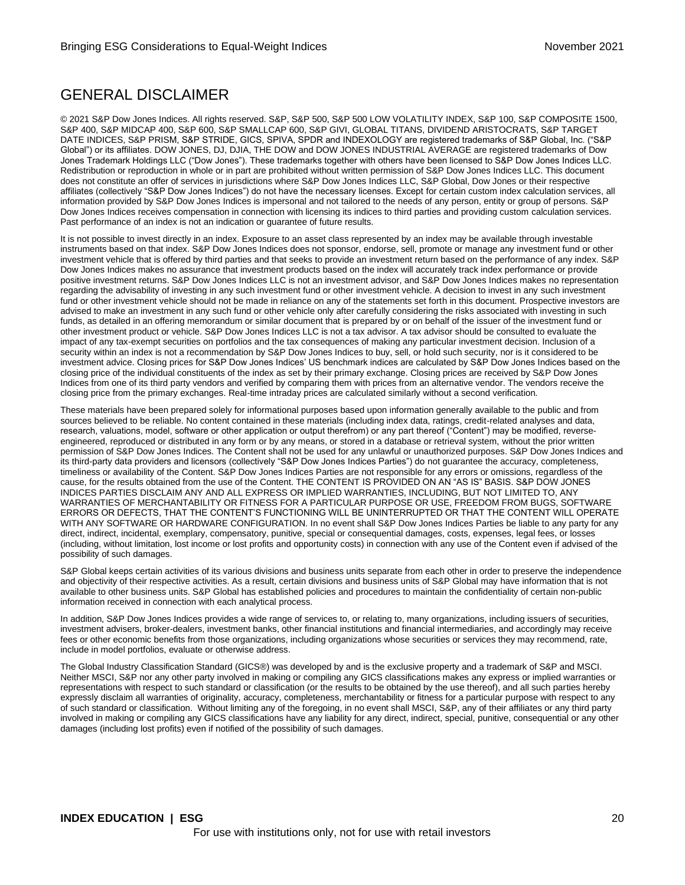# GENERAL DISCLAIMER

© 2021 S&P Dow Jones Indices. All rights reserved. S&P, S&P 500, S&P 500 LOW VOLATILITY INDEX, S&P 100, S&P COMPOSITE 1500, S&P 400, S&P MIDCAP 400, S&P 600, S&P SMALLCAP 600, S&P GIVI, GLOBAL TITANS, DIVIDEND ARISTOCRATS, S&P TARGET DATE INDICES, S&P PRISM, S&P STRIDE, GICS, SPIVA, SPDR and INDEXOLOGY are registered trademarks of S&P Global, Inc. ("S&P Global") or its affiliates. DOW JONES, DJ, DJIA, THE DOW and DOW JONES INDUSTRIAL AVERAGE are registered trademarks of Dow Jones Trademark Holdings LLC ("Dow Jones"). These trademarks together with others have been licensed to S&P Dow Jones Indices LLC. Redistribution or reproduction in whole or in part are prohibited without written permission of S&P Dow Jones Indices LLC. This document does not constitute an offer of services in jurisdictions where S&P Dow Jones Indices LLC, S&P Global, Dow Jones or their respective affiliates (collectively "S&P Dow Jones Indices") do not have the necessary licenses. Except for certain custom index calculation services, all information provided by S&P Dow Jones Indices is impersonal and not tailored to the needs of any person, entity or group of persons. S&P Dow Jones Indices receives compensation in connection with licensing its indices to third parties and providing custom calculation services. Past performance of an index is not an indication or guarantee of future results.

It is not possible to invest directly in an index. Exposure to an asset class represented by an index may be available through investable instruments based on that index. S&P Dow Jones Indices does not sponsor, endorse, sell, promote or manage any investment fund or other investment vehicle that is offered by third parties and that seeks to provide an investment return based on the performance of any index. S&P Dow Jones Indices makes no assurance that investment products based on the index will accurately track index performance or provide positive investment returns. S&P Dow Jones Indices LLC is not an investment advisor, and S&P Dow Jones Indices makes no representation regarding the advisability of investing in any such investment fund or other investment vehicle. A decision to invest in any such investment fund or other investment vehicle should not be made in reliance on any of the statements set forth in this document. Prospective investors are advised to make an investment in any such fund or other vehicle only after carefully considering the risks associated with investing in such funds, as detailed in an offering memorandum or similar document that is prepared by or on behalf of the issuer of the investment fund or other investment product or vehicle. S&P Dow Jones Indices LLC is not a tax advisor. A tax advisor should be consulted to evaluate the impact of any tax-exempt securities on portfolios and the tax consequences of making any particular investment decision. Inclusion of a security within an index is not a recommendation by S&P Dow Jones Indices to buy, sell, or hold such security, nor is it considered to be investment advice. Closing prices for S&P Dow Jones Indices' US benchmark indices are calculated by S&P Dow Jones Indices based on the closing price of the individual constituents of the index as set by their primary exchange. Closing prices are received by S&P Dow Jones Indices from one of its third party vendors and verified by comparing them with prices from an alternative vendor. The vendors receive the closing price from the primary exchanges. Real-time intraday prices are calculated similarly without a second verification.

These materials have been prepared solely for informational purposes based upon information generally available to the public and from sources believed to be reliable. No content contained in these materials (including index data, ratings, credit-related analyses and data, research, valuations, model, software or other application or output therefrom) or any part thereof ("Content") may be modified, reverse-engineered, reproduced or distributed in any form or by any means, or stored in a database or retrieval system, without the prior written permission of S&P Dow Jones Indices. The Content shall not be used for any unlawful or unauthorized purposes. S&P Dow Jones Indices and its third-party data providers and licensors (collectively "S&P Dow Jones Indices Parties") do not guarantee the accuracy, completeness, timeliness or availability of the Content. S&P Dow Jones Indices Parties are not responsible for any errors or omissions, regardless of the cause, for the results obtained from the use of the Content. THE CONTENT IS PROVIDED ON AN "AS IS" BASIS. S&P DOW JONES INDICES PARTIES DISCLAIM ANY AND ALL EXPRESS OR IMPLIED WARRANTIES, INCLUDING, BUT NOT LIMITED TO, ANY WARRANTIES OF MERCHANTABILITY OR FITNESS FOR A PARTICULAR PURPOSE OR USE, FREEDOM FROM BUGS, SOFTWARE ERRORS OR DEFECTS, THAT THE CONTENT'S FUNCTIONING WILL BE UNINTERRUPTED OR THAT THE CONTENT WILL OPERATE WITH ANY SOFTWARE OR HARDWARE CONFIGURATION. In no event shall S&P Dow Jones Indices Parties be liable to any party for any direct, indirect, incidental, exemplary, compensatory, punitive, special or consequential damages, costs, expenses, legal fees, or losses (including, without limitation, lost income or lost profits and opportunity costs) in connection with any use of the Content even if advised of the possibility of such damages.

S&P Global keeps certain activities of its various divisions and business units separate from each other in order to preserve the independence and objectivity of their respective activities. As a result, certain divisions and business units of S&P Global may have information that is not available to other business units. S&P Global has established policies and procedures to maintain the confidentiality of certain non-public information received in connection with each analytical process.

In addition, S&P Dow Jones Indices provides a wide range of services to, or relating to, many organizations, including issuers of securities, investment advisers, broker-dealers, investment banks, other financial institutions and financial intermediaries, and accordingly may receive fees or other economic benefits from those organizations, including organizations whose securities or services they may recommend, rate, include in model portfolios, evaluate or otherwise address.

The Global Industry Classification Standard (GICS®) was developed by and is the exclusive property and a trademark of S&P and MSCI. Neither MSCI, S&P nor any other party involved in making or compiling any GICS classifications makes any express or implied warranties or representations with respect to such standard or classification (or the results to be obtained by the use thereof), and all such parties hereby expressly disclaim all warranties of originality, accuracy, completeness, merchantability or fitness for a particular purpose with respect to any of such standard or classification. Without limiting any of the foregoing, in no event shall MSCI, S&P, any of their affiliates or any third party involved in making or compiling any GICS classifications have any liability for any direct, indirect, special, punitive, consequential or any other damages (including lost profits) even if notified of the possibility of such damages.